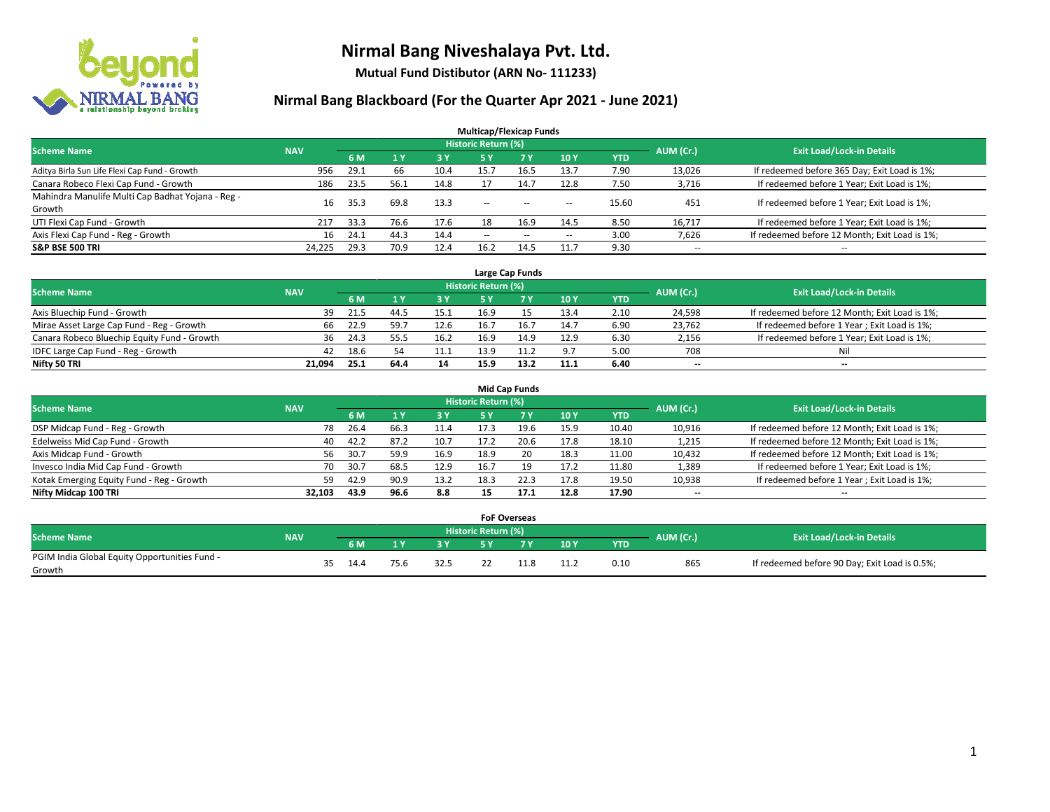# Nirmal Bang Niveshalaya Pvt. Ltd.

**Mutual Fund Distibutor (ARN No- 111233)**

## Nirmal Bang Blackboard (For the Quarter Apr 2021 - June 2021)

### Multicap/Flexicap Funds

| Scheme Name | NAV | Historic Return (%) | | | | | | | AUM (Cr.) | Exit Load/Lock-in Details |
|---|---|---|---|---|---|---|---|---|---|---|
| | | 6 M | 1 Y | 3 Y | 5 Y | 7 Y | 10 Y | YTD | | |
| Aditya Birla Sun Life Flexi Cap Fund - Growth | 956 | 29.1 | 66 | 10.4 | 15.7 | 16.5 | 13.7 | 7.90 | 13,026 | If redeemed before 365 Day; Exit Load is 1%; |
| Canara Robeco Flexi Cap Fund - Growth | 186 | 23.5 | 56.1 | 14.8 | 17 | 14.7 | 12.8 | 7.50 | 3,716 | If redeemed before 1 Year; Exit Load is 1%; |
| Mahindra Manulife Multi Cap Badhat Yojana - Reg - Growth | 16 | 35.3 | 69.8 | 13.3 | -- | -- | -- | 15.60 | 451 | If redeemed before 1 Year; Exit Load is 1%; |
| UTI Flexi Cap Fund - Growth | 217 | 33.3 | 76.6 | 17.6 | 18 | 16.9 | 14.5 | 8.50 | 16,717 | If redeemed before 1 Year; Exit Load is 1%; |
| Axis Flexi Cap Fund - Reg - Growth | 16 | 24.1 | 44.3 | 14.4 | -- | -- | -- | 3.00 | 7,626 | If redeemed before 12 Month; Exit Load is 1%; |
| **S&P BSE 500 TRI** | **24,225** | **29.3** | **70.9** | **12.4** | **16.2** | **14.5** | **11.7** | **9.30** | -- | -- |

### Large Cap Funds

| Scheme Name | NAV | Historic Return (%) | | | | | | | AUM (Cr.) | Exit Load/Lock-in Details |
|---|---|---|---|---|---|---|---|---|---|---|
| | | 6 M | 1 Y | 3 Y | 5 Y | 7 Y | 10 Y | YTD | | |
| Axis Bluechip Fund - Growth | 39 | 21.5 | 44.5 | 15.1 | 16.9 | 15 | 13.4 | 2.10 | 24,598 | If redeemed before 12 Month; Exit Load is 1%; |
| Mirae Asset Large Cap Fund - Reg - Growth | 66 | 22.9 | 59.7 | 12.6 | 16.7 | 16.7 | 14.7 | 6.90 | 23,762 | If redeemed before 1 Year ; Exit Load is 1%; |
| Canara Robeco Bluechip Equity Fund - Growth | 36 | 24.3 | 55.5 | 16.2 | 16.9 | 14.9 | 12.9 | 6.30 | 2,156 | If redeemed before 1 Year; Exit Load is 1%; |
| IDFC Large Cap Fund - Reg - Growth | 42 | 18.6 | 54 | 11.1 | 13.9 | 11.2 | 9.7 | 5.00 | 708 | Nil |
| **Nifty 50 TRI** | **21,094** | **25.1** | **64.4** | **14** | **15.9** | **13.2** | **11.1** | **6.40** | -- | -- |

### Mid Cap Funds

| Scheme Name | NAV | Historic Return (%) | | | | | | | AUM (Cr.) | Exit Load/Lock-in Details |
|---|---|---|---|---|---|---|---|---|---|---|
| | | 6 M | 1 Y | 3 Y | 5 Y | 7 Y | 10 Y | YTD | | |
| DSP Midcap Fund - Reg - Growth | 78 | 26.4 | 66.3 | 11.4 | 17.3 | 19.6 | 15.9 | 10.40 | 10,916 | If redeemed before 12 Month; Exit Load is 1%; |
| Edelweiss Mid Cap Fund - Growth | 40 | 42.2 | 87.2 | 10.7 | 17.2 | 20.6 | 17.8 | 18.10 | 1,215 | If redeemed before 12 Month; Exit Load is 1%; |
| Axis Midcap Fund - Growth | 56 | 30.7 | 59.9 | 16.9 | 18.9 | 20 | 18.3 | 11.00 | 10,432 | If redeemed before 12 Month; Exit Load is 1%; |
| Invesco India Mid Cap Fund - Growth | 70 | 30.7 | 68.5 | 12.9 | 16.7 | 19 | 17.2 | 11.80 | 1,389 | If redeemed before 1 Year; Exit Load is 1%; |
| Kotak Emerging Equity Fund - Reg - Growth | 59 | 42.9 | 90.9 | 13.2 | 18.3 | 22.3 | 17.8 | 19.50 | 10,938 | If redeemed before 1 Year ; Exit Load is 1%; |
| **Nifty Midcap 100 TRI** | **32,103** | **43.9** | **96.6** | **8.8** | **15** | **17.1** | **12.8** | **17.90** | -- | -- |

### FoF Overseas

| Scheme Name | NAV | Historic Return (%) | | | | | | | AUM (Cr.) | Exit Load/Lock-in Details |
|---|---|---|---|---|---|---|---|---|---|---|
| | | 6 M | 1 Y | 3 Y | 5 Y | 7 Y | 10 Y | YTD | | |
| PGIM India Global Equity Opportunities Fund - Growth | 35 | 14.4 | 75.6 | 32.5 | 22 | 11.8 | 11.2 | 0.10 | 865 | If redeemed before 90 Day; Exit Load is 0.5%; |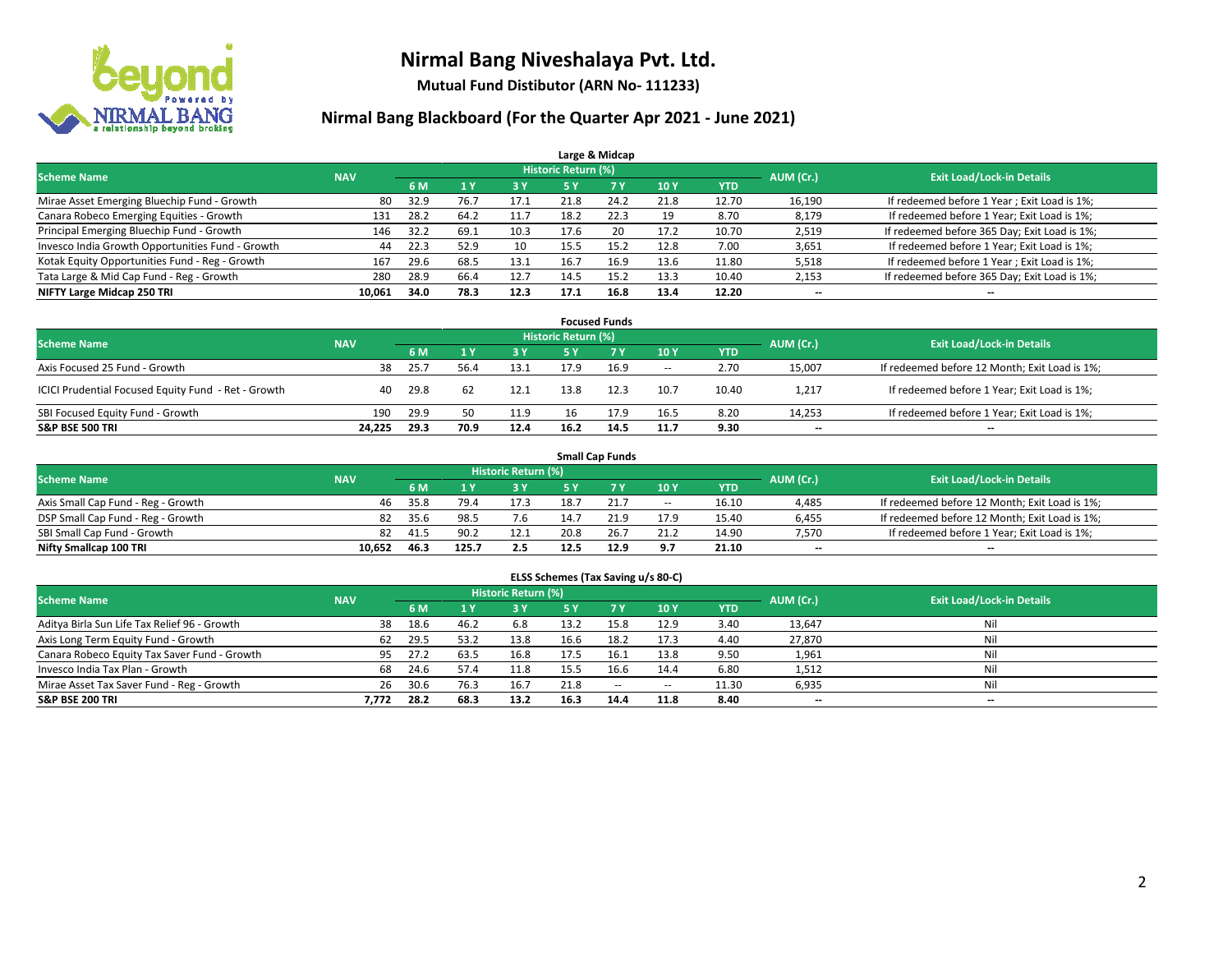# Nirmal Bang Niveshalaya Pvt. Ltd.

**Mutual Fund Distibutor (ARN No- 111233)**

## Nirmal Bang Blackboard (For the Quarter Apr 2021 - June 2021)

### Large & Midcap

| Scheme Name | NAV | Historic Return (%) | | | | | | | AUM (Cr.) | Exit Load/Lock-in Details |
|---|---|---|---|---|---|---|---|---|---|---|
| | | 6 M | 1 Y | 3 Y | 5 Y | 7 Y | 10 Y | YTD | | |
| Mirae Asset Emerging Bluechip Fund - Growth | 80 | 32.9 | 76.7 | 17.1 | 21.8 | 24.2 | 21.8 | 12.70 | 16,190 | If redeemed before 1 Year ; Exit Load is 1%; |
| Canara Robeco Emerging Equities - Growth | 131 | 28.2 | 64.2 | 11.7 | 18.2 | 22.3 | 19 | 8.70 | 8,179 | If redeemed before 1 Year; Exit Load is 1%; |
| Principal Emerging Bluechip Fund - Growth | 146 | 32.2 | 69.1 | 10.3 | 17.6 | 20 | 17.2 | 10.70 | 2,519 | If redeemed before 365 Day; Exit Load is 1%; |
| Invesco India Growth Opportunities Fund - Growth | 44 | 22.3 | 52.9 | 10 | 15.5 | 15.2 | 12.8 | 7.00 | 3,651 | If redeemed before 1 Year; Exit Load is 1%; |
| Kotak Equity Opportunities Fund - Reg - Growth | 167 | 29.6 | 68.5 | 13.1 | 16.7 | 16.9 | 13.6 | 11.80 | 5,518 | If redeemed before 1 Year ; Exit Load is 1%; |
| Tata Large & Mid Cap Fund - Reg - Growth | 280 | 28.9 | 66.4 | 12.7 | 14.5 | 15.2 | 13.3 | 10.40 | 2,153 | If redeemed before 365 Day; Exit Load is 1%; |
| **NIFTY Large Midcap 250 TRI** | **10,061** | **34.0** | **78.3** | **12.3** | **17.1** | **16.8** | **13.4** | **12.20** | **--** | **--** |

### Focused Funds

| Scheme Name | NAV | Historic Return (%) | | | | | | | AUM (Cr.) | Exit Load/Lock-in Details |
|---|---|---|---|---|---|---|---|---|---|---|
| | | 6 M | 1 Y | 3 Y | 5 Y | 7 Y | 10 Y | YTD | | |
| Axis Focused 25 Fund - Growth | 38 | 25.7 | 56.4 | 13.1 | 17.9 | 16.9 | -- | 2.70 | 15,007 | If redeemed before 12 Month; Exit Load is 1%; |
| ICICI Prudential Focused Equity Fund - Ret - Growth | 40 | 29.8 | 62 | 12.1 | 13.8 | 12.3 | 10.7 | 10.40 | 1,217 | If redeemed before 1 Year; Exit Load is 1%; |
| SBI Focused Equity Fund - Growth | 190 | 29.9 | 50 | 11.9 | 16 | 17.9 | 16.5 | 8.20 | 14,253 | If redeemed before 1 Year; Exit Load is 1%; |
| **S&P BSE 500 TRI** | **24,225** | **29.3** | **70.9** | **12.4** | **16.2** | **14.5** | **11.7** | **9.30** | **--** | **--** |

### Small Cap Funds

| Scheme Name | NAV | Historic Return (%) | | | | | | | AUM (Cr.) | Exit Load/Lock-in Details |
|---|---|---|---|---|---|---|---|---|---|---|
| | | 6 M | 1 Y | 3 Y | 5 Y | 7 Y | 10 Y | YTD | | |
| Axis Small Cap Fund - Reg - Growth | 46 | 35.8 | 79.4 | 17.3 | 18.7 | 21.7 | -- | 16.10 | 4,485 | If redeemed before 12 Month; Exit Load is 1%; |
| DSP Small Cap Fund - Reg - Growth | 82 | 35.6 | 98.5 | 7.6 | 14.7 | 21.9 | 17.9 | 15.40 | 6,455 | If redeemed before 12 Month; Exit Load is 1%; |
| SBI Small Cap Fund - Growth | 82 | 41.5 | 90.2 | 12.1 | 20.8 | 26.7 | 21.2 | 14.90 | 7,570 | If redeemed before 1 Year; Exit Load is 1%; |
| **Nifty Smallcap 100 TRI** | **10,652** | **46.3** | **125.7** | **2.5** | **12.5** | **12.9** | **9.7** | **21.10** | **--** | **--** |

### ELSS Schemes (Tax Saving u/s 80-C)

| Scheme Name | NAV | Historic Return (%) | | | | | | | AUM (Cr.) | Exit Load/Lock-in Details |
|---|---|---|---|---|---|---|---|---|---|---|
| | | 6 M | 1 Y | 3 Y | 5 Y | 7 Y | 10 Y | YTD | | |
| Aditya Birla Sun Life Tax Relief 96 - Growth | 38 | 18.6 | 46.2 | 6.8 | 13.2 | 15.8 | 12.9 | 3.40 | 13,647 | Nil |
| Axis Long Term Equity Fund - Growth | 62 | 29.5 | 53.2 | 13.8 | 16.6 | 18.2 | 17.3 | 4.40 | 27,870 | Nil |
| Canara Robeco Equity Tax Saver Fund - Growth | 95 | 27.2 | 63.5 | 16.8 | 17.5 | 16.1 | 13.8 | 9.50 | 1,961 | Nil |
| Invesco India Tax Plan - Growth | 68 | 24.6 | 57.4 | 11.8 | 15.5 | 16.6 | 14.4 | 6.80 | 1,512 | Nil |
| Mirae Asset Tax Saver Fund - Reg - Growth | 26 | 30.6 | 76.3 | 16.7 | 21.8 | -- | -- | 11.30 | 6,935 | Nil |
| **S&P BSE 200 TRI** | **7,772** | **28.2** | **68.3** | **13.2** | **16.3** | **14.4** | **11.8** | **8.40** | **--** | **--** |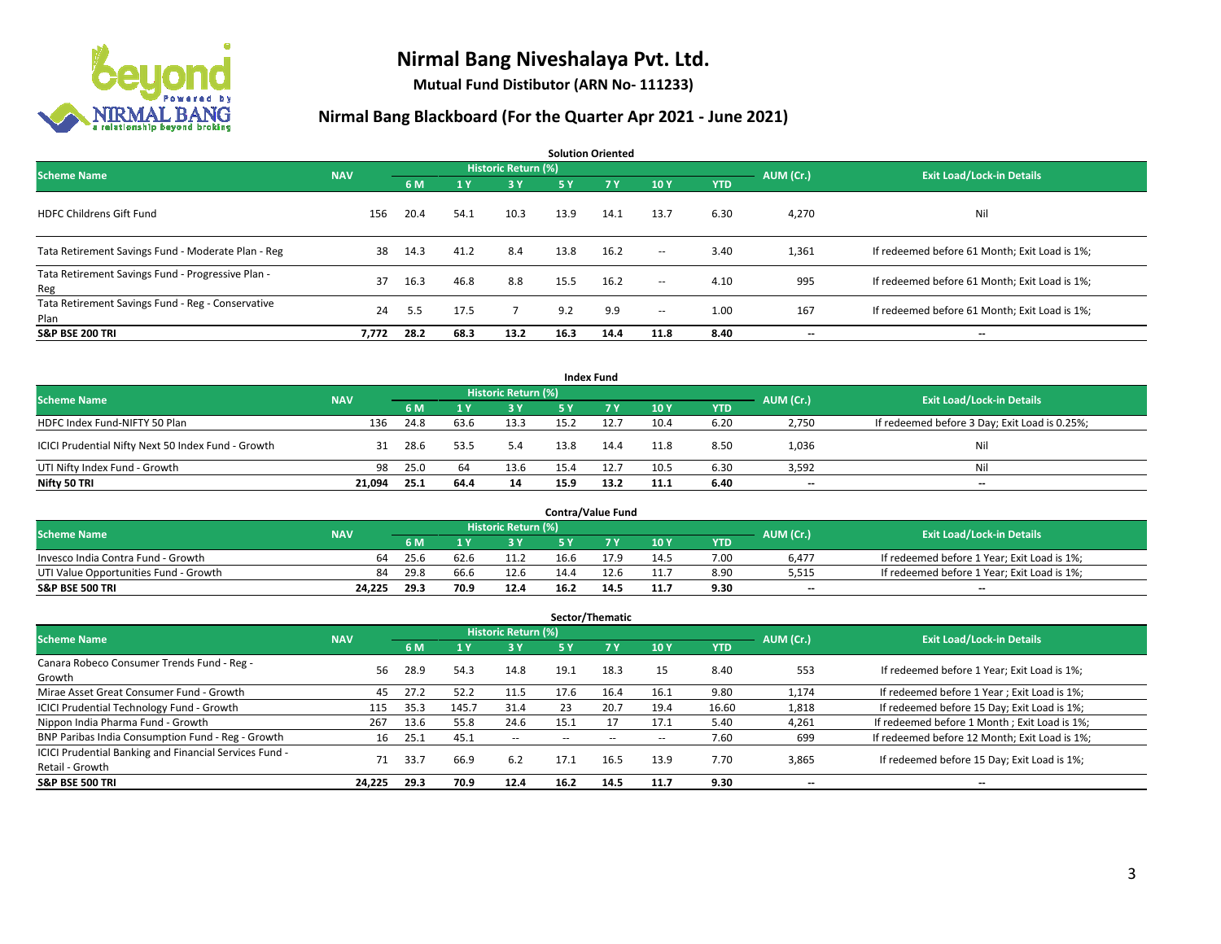# Nirmal Bang Niveshalaya Pvt. Ltd.

**Mutual Fund Distibutor (ARN No- 111233)**

## Nirmal Bang Blackboard (For the Quarter Apr 2021 - June 2021)

### Solution Oriented

| Scheme Name | NAV | Historic Return (%) | | | | | | | AUM (Cr.) | Exit Load/Lock-in Details |
|---|---|---|---|---|---|---|---|---|---|---|
| | | 6 M | 1 Y | 3 Y | 5 Y | 7 Y | 10 Y | YTD | | |
| HDFC Childrens Gift Fund | 156 | 20.4 | 54.1 | 10.3 | 13.9 | 14.1 | 13.7 | 6.30 | 4,270 | Nil |
| Tata Retirement Savings Fund - Moderate Plan - Reg | 38 | 14.3 | 41.2 | 8.4 | 13.8 | 16.2 | -- | 3.40 | 1,361 | If redeemed before 61 Month; Exit Load is 1%; |
| Tata Retirement Savings Fund - Progressive Plan - Reg | 37 | 16.3 | 46.8 | 8.8 | 15.5 | 16.2 | -- | 4.10 | 995 | If redeemed before 61 Month; Exit Load is 1%; |
| Tata Retirement Savings Fund - Reg - Conservative Plan | 24 | 5.5 | 17.5 | 7 | 9.2 | 9.9 | -- | 1.00 | 167 | If redeemed before 61 Month; Exit Load is 1%; |
| **S&P BSE 200 TRI** | **7,772** | **28.2** | **68.3** | **13.2** | **16.3** | **14.4** | **11.8** | **8.40** | **--** | **--** |

### Index Fund

| Scheme Name | NAV | Historic Return (%) | | | | | | | AUM (Cr.) | Exit Load/Lock-in Details |
|---|---|---|---|---|---|---|---|---|---|---|
| | | 6 M | 1 Y | 3 Y | 5 Y | 7 Y | 10 Y | YTD | | |
| HDFC Index Fund-NIFTY 50 Plan | 136 | 24.8 | 63.6 | 13.3 | 15.2 | 12.7 | 10.4 | 6.20 | 2,750 | If redeemed before 3 Day; Exit Load is 0.25%; |
| ICICI Prudential Nifty Next 50 Index Fund - Growth | 31 | 28.6 | 53.5 | 5.4 | 13.8 | 14.4 | 11.8 | 8.50 | 1,036 | Nil |
| UTI Nifty Index Fund - Growth | 98 | 25.0 | 64 | 13.6 | 15.4 | 12.7 | 10.5 | 6.30 | 3,592 | Nil |
| **Nifty 50 TRI** | **21,094** | **25.1** | **64.4** | **14** | **15.9** | **13.2** | **11.1** | **6.40** | **--** | **--** |

### Contra/Value Fund

| Scheme Name | NAV | Historic Return (%) | | | | | | | AUM (Cr.) | Exit Load/Lock-in Details |
|---|---|---|---|---|---|---|---|---|---|---|
| | | 6 M | 1 Y | 3 Y | 5 Y | 7 Y | 10 Y | YTD | | |
| Invesco India Contra Fund - Growth | 64 | 25.6 | 62.6 | 11.2 | 16.6 | 17.9 | 14.5 | 7.00 | 6,477 | If redeemed before 1 Year; Exit Load is 1%; |
| UTI Value Opportunities Fund - Growth | 84 | 29.8 | 66.6 | 12.6 | 14.4 | 12.6 | 11.7 | 8.90 | 5,515 | If redeemed before 1 Year; Exit Load is 1%; |
| **S&P BSE 500 TRI** | **24,225** | **29.3** | **70.9** | **12.4** | **16.2** | **14.5** | **11.7** | **9.30** | **--** | **--** |

### Sector/Thematic

| Scheme Name | NAV | Historic Return (%) | | | | | | | AUM (Cr.) | Exit Load/Lock-in Details |
|---|---|---|---|---|---|---|---|---|---|---|
| | | 6 M | 1 Y | 3 Y | 5 Y | 7 Y | 10 Y | YTD | | |
| Canara Robeco Consumer Trends Fund - Reg - Growth | 56 | 28.9 | 54.3 | 14.8 | 19.1 | 18.3 | 15 | 8.40 | 553 | If redeemed before 1 Year; Exit Load is 1%; |
| Mirae Asset Great Consumer Fund - Growth | 45 | 27.2 | 52.2 | 11.5 | 17.6 | 16.4 | 16.1 | 9.80 | 1,174 | If redeemed before 1 Year ; Exit Load is 1%; |
| ICICI Prudential Technology Fund - Growth | 115 | 35.3 | 145.7 | 31.4 | 23 | 20.7 | 19.4 | 16.60 | 1,818 | If redeemed before 15 Day; Exit Load is 1%; |
| Nippon India Pharma Fund - Growth | 267 | 13.6 | 55.8 | 24.6 | 15.1 | 17 | 17.1 | 5.40 | 4,261 | If redeemed before 1 Month ; Exit Load is 1%; |
| BNP Paribas India Consumption Fund - Reg - Growth | 16 | 25.1 | 45.1 | -- | -- | -- | -- | 7.60 | 699 | If redeemed before 12 Month; Exit Load is 1%; |
| ICICI Prudential Banking and Financial Services Fund - Retail - Growth | 71 | 33.7 | 66.9 | 6.2 | 17.1 | 16.5 | 13.9 | 7.70 | 3,865 | If redeemed before 15 Day; Exit Load is 1%; |
| **S&P BSE 500 TRI** | **24,225** | **29.3** | **70.9** | **12.4** | **16.2** | **14.5** | **11.7** | **9.30** | **--** | **--** |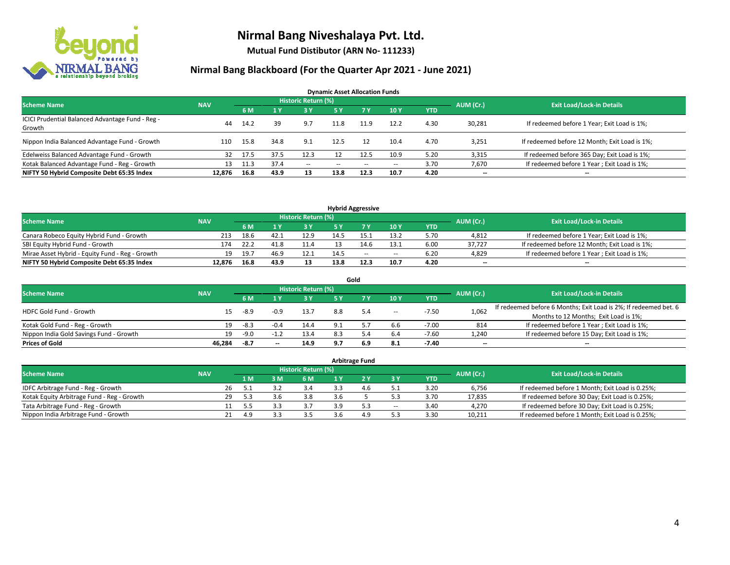# Nirmal Bang Niveshalaya Pvt. Ltd.

**Mutual Fund Distibutor (ARN No- 111233)**

## Nirmal Bang Blackboard (For the Quarter Apr 2021 - June 2021)

### Dynamic Asset Allocation Funds

| Scheme Name | NAV | Historic Return (%) | | | | | | | AUM (Cr.) | Exit Load/Lock-in Details |
|---|---|---|---|---|---|---|---|---|---|---|
| | | 6 M | 1 Y | 3 Y | 5 Y | 7 Y | 10 Y | YTD | | |
| ICICI Prudential Balanced Advantage Fund - Reg - Growth | 44 | 14.2 | 39 | 9.7 | 11.8 | 11.9 | 12.2 | 4.30 | 30,281 | If redeemed before 1 Year; Exit Load is 1%; |
| Nippon India Balanced Advantage Fund - Growth | 110 | 15.8 | 34.8 | 9.1 | 12.5 | 12 | 10.4 | 4.70 | 3,251 | If redeemed before 12 Month; Exit Load is 1%; |
| Edelweiss Balanced Advantage Fund - Growth | 32 | 17.5 | 37.5 | 12.3 | 12 | 12.5 | 10.9 | 5.20 | 3,315 | If redeemed before 365 Day; Exit Load is 1%; |
| Kotak Balanced Advantage Fund - Reg - Growth | 13 | 11.3 | 37.4 | -- | -- | -- | -- | 3.70 | 7,670 | If redeemed before 1 Year ; Exit Load is 1%; |
| **NIFTY 50 Hybrid Composite Debt 65:35 Index** | **12,876** | **16.8** | **43.9** | **13** | **13.8** | **12.3** | **10.7** | **4.20** | **--** | **--** |

### Hybrid Aggressive

| Scheme Name | NAV | Historic Return (%) | | | | | | | AUM (Cr.) | Exit Load/Lock-in Details |
|---|---|---|---|---|---|---|---|---|---|---|
| | | 6 M | 1 Y | 3 Y | 5 Y | 7 Y | 10 Y | YTD | | |
| Canara Robeco Equity Hybrid Fund - Growth | 213 | 18.6 | 42.1 | 12.9 | 14.5 | 15.1 | 13.2 | 5.70 | 4,812 | If redeemed before 1 Year; Exit Load is 1%; |
| SBI Equity Hybrid Fund - Growth | 174 | 22.2 | 41.8 | 11.4 | 13 | 14.6 | 13.1 | 6.00 | 37,727 | If redeemed before 12 Month; Exit Load is 1%; |
| Mirae Asset Hybrid - Equity Fund - Reg - Growth | 19 | 19.7 | 46.9 | 12.1 | 14.5 | -- | -- | 6.20 | 4,829 | If redeemed before 1 Year ; Exit Load is 1%; |
| **NIFTY 50 Hybrid Composite Debt 65:35 Index** | **12,876** | **16.8** | **43.9** | **13** | **13.8** | **12.3** | **10.7** | **4.20** | **--** | **--** |

### Gold

| Scheme Name | NAV | Historic Return (%) | | | | | | | AUM (Cr.) | Exit Load/Lock-in Details |
|---|---|---|---|---|---|---|---|---|---|---|
| | | 6 M | 1 Y | 3 Y | 5 Y | 7 Y | 10 Y | YTD | | |
| HDFC Gold Fund - Growth | 15 | -8.9 | -0.9 | 13.7 | 8.8 | 5.4 | -- | -7.50 | 1,062 | If redeemed before 6 Months; Exit Load is 2%; If redeemed bet. 6 Months to 12 Months; Exit Load is 1%; |
| Kotak Gold Fund - Reg - Growth | 19 | -8.3 | -0.4 | 14.4 | 9.1 | 5.7 | 6.6 | -7.00 | 814 | If redeemed before 1 Year ; Exit Load is 1%; |
| Nippon India Gold Savings Fund - Growth | 19 | -9.0 | -1.2 | 13.4 | 8.3 | 5.4 | 6.4 | -7.60 | 1,240 | If redeemed before 15 Day; Exit Load is 1%; |
| **Prices of Gold** | **46,284** | **-8.7** | **--** | **14.9** | **9.7** | **6.9** | **8.1** | **-7.40** | **--** | **--** |

### Arbitrage Fund

| Scheme Name | NAV | Historic Return (%) | | | | | | | AUM (Cr.) | Exit Load/Lock-in Details |
|---|---|---|---|---|---|---|---|---|---|---|
| | | 1 M | 3 M | 6 M | 1 Y | 2 Y | 3 Y | YTD | | |
| IDFC Arbitrage Fund - Reg - Growth | 26 | 5.1 | 3.2 | 3.4 | 3.3 | 4.6 | 5.1 | 3.20 | 6,756 | If redeemed before 1 Month; Exit Load is 0.25%; |
| Kotak Equity Arbitrage Fund - Reg - Growth | 29 | 5.3 | 3.6 | 3.8 | 3.6 | 5 | 5.3 | 3.70 | 17,835 | If redeemed before 30 Day; Exit Load is 0.25%; |
| Tata Arbitrage Fund - Reg - Growth | 11 | 5.5 | 3.3 | 3.7 | 3.9 | 5.3 | -- | 3.40 | 4,270 | If redeemed before 30 Day; Exit Load is 0.25%; |
| Nippon India Arbitrage Fund - Growth | 21 | 4.9 | 3.3 | 3.5 | 3.6 | 4.9 | 5.3 | 3.30 | 10,211 | If redeemed before 1 Month; Exit Load is 0.25%; |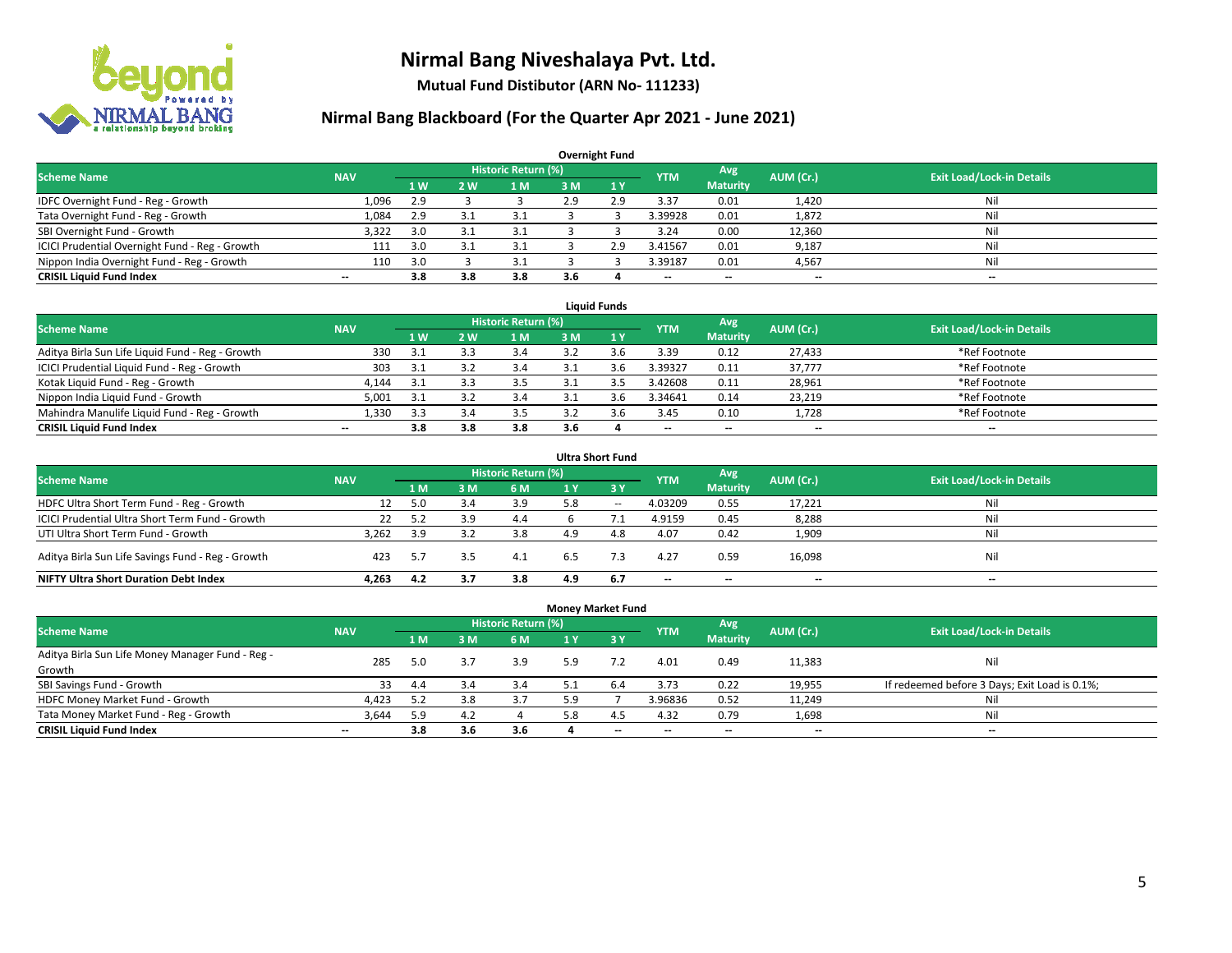# Nirmal Bang Niveshalaya Pvt. Ltd.

**Mutual Fund Distibutor (ARN No- 111233)**

## Nirmal Bang Blackboard (For the Quarter Apr 2021 - June 2021)

### Overnight Fund

| Scheme Name | NAV | Historic Return (%) | | | | | YTM | Avg Maturity | AUM (Cr.) | Exit Load/Lock-in Details |
|---|---|---|---|---|---|---|---|---|---|---|
| | | 1 W | 2 W | 1 M | 3 M | 1 Y | | | | |
| IDFC Overnight Fund - Reg - Growth | 1,096 | 2.9 | 3 | 3 | 2.9 | 2.9 | 3.37 | 0.01 | 1,420 | Nil |
| Tata Overnight Fund - Reg - Growth | 1,084 | 2.9 | 3.1 | 3.1 | 3 | 3 | 3.39928 | 0.01 | 1,872 | Nil |
| SBI Overnight Fund - Growth | 3,322 | 3.0 | 3.1 | 3.1 | 3 | 3 | 3.24 | 0.00 | 12,360 | Nil |
| ICICI Prudential Overnight Fund - Reg - Growth | 111 | 3.0 | 3.1 | 3.1 | 3 | 2.9 | 3.41567 | 0.01 | 9,187 | Nil |
| Nippon India Overnight Fund - Reg - Growth | 110 | 3.0 | 3 | 3.1 | 3 | 3 | 3.39187 | 0.01 | 4,567 | Nil |
| **CRISIL Liquid Fund Index** | -- | **3.8** | **3.8** | **3.8** | **3.6** | **4** | -- | -- | -- | -- |

### Liquid Funds

| Scheme Name | NAV | Historic Return (%) | | | | | YTM | Avg Maturity | AUM (Cr.) | Exit Load/Lock-in Details |
|---|---|---|---|---|---|---|---|---|---|---|
| | | 1 W | 2 W | 1 M | 3 M | 1 Y | | | | |
| Aditya Birla Sun Life Liquid Fund - Reg - Growth | 330 | 3.1 | 3.3 | 3.4 | 3.2 | 3.6 | 3.39 | 0.12 | 27,433 | *Ref Footnote |
| ICICI Prudential Liquid Fund - Reg - Growth | 303 | 3.1 | 3.2 | 3.4 | 3.1 | 3.6 | 3.39327 | 0.11 | 37,777 | *Ref Footnote |
| Kotak Liquid Fund - Reg - Growth | 4,144 | 3.1 | 3.3 | 3.5 | 3.1 | 3.5 | 3.42608 | 0.11 | 28,961 | *Ref Footnote |
| Nippon India Liquid Fund - Growth | 5,001 | 3.1 | 3.2 | 3.4 | 3.1 | 3.6 | 3.34641 | 0.14 | 23,219 | *Ref Footnote |
| Mahindra Manulife Liquid Fund - Reg - Growth | 1,330 | 3.3 | 3.4 | 3.5 | 3.2 | 3.6 | 3.45 | 0.10 | 1,728 | *Ref Footnote |
| **CRISIL Liquid Fund Index** | -- | **3.8** | **3.8** | **3.8** | **3.6** | **4** | -- | -- | -- | -- |

### Ultra Short Fund

| Scheme Name | NAV | Historic Return (%) | | | | | YTM | Avg Maturity | AUM (Cr.) | Exit Load/Lock-in Details |
|---|---|---|---|---|---|---|---|---|---|---|
| | | 1 M | 3 M | 6 M | 1 Y | 3 Y | | | | |
| HDFC Ultra Short Term Fund - Reg - Growth | 12 | 5.0 | 3.4 | 3.9 | 5.8 | -- | 4.03209 | 0.55 | 17,221 | Nil |
| ICICI Prudential Ultra Short Term Fund - Growth | 22 | 5.2 | 3.9 | 4.4 | 6 | 7.1 | 4.9159 | 0.45 | 8,288 | Nil |
| UTI Ultra Short Term Fund - Growth | 3,262 | 3.9 | 3.2 | 3.8 | 4.9 | 4.8 | 4.07 | 0.42 | 1,909 | Nil |
| Aditya Birla Sun Life Savings Fund - Reg - Growth | 423 | 5.7 | 3.5 | 4.1 | 6.5 | 7.3 | 4.27 | 0.59 | 16,098 | Nil |
| **NIFTY Ultra Short Duration Debt Index** | **4,263** | **4.2** | **3.7** | **3.8** | **4.9** | **6.7** | -- | -- | -- | -- |

### Money Market Fund

| Scheme Name | NAV | Historic Return (%) | | | | | YTM | Avg Maturity | AUM (Cr.) | Exit Load/Lock-in Details |
|---|---|---|---|---|---|---|---|---|---|---|
| | | 1 M | 3 M | 6 M | 1 Y | 3 Y | | | | |
| Aditya Birla Sun Life Money Manager Fund - Reg - Growth | 285 | 5.0 | 3.7 | 3.9 | 5.9 | 7.2 | 4.01 | 0.49 | 11,383 | Nil |
| SBI Savings Fund - Growth | 33 | 4.4 | 3.4 | 3.4 | 5.1 | 6.4 | 3.73 | 0.22 | 19,955 | If redeemed before 3 Days; Exit Load is 0.1%; |
| HDFC Money Market Fund - Growth | 4,423 | 5.2 | 3.8 | 3.7 | 5.9 | 7 | 3.96836 | 0.52 | 11,249 | Nil |
| Tata Money Market Fund - Reg - Growth | 3,644 | 5.9 | 4.2 | 4 | 5.8 | 4.5 | 4.32 | 0.79 | 1,698 | Nil |
| **CRISIL Liquid Fund Index** | -- | **3.8** | **3.6** | **3.6** | **4** | -- | -- | -- | -- | -- |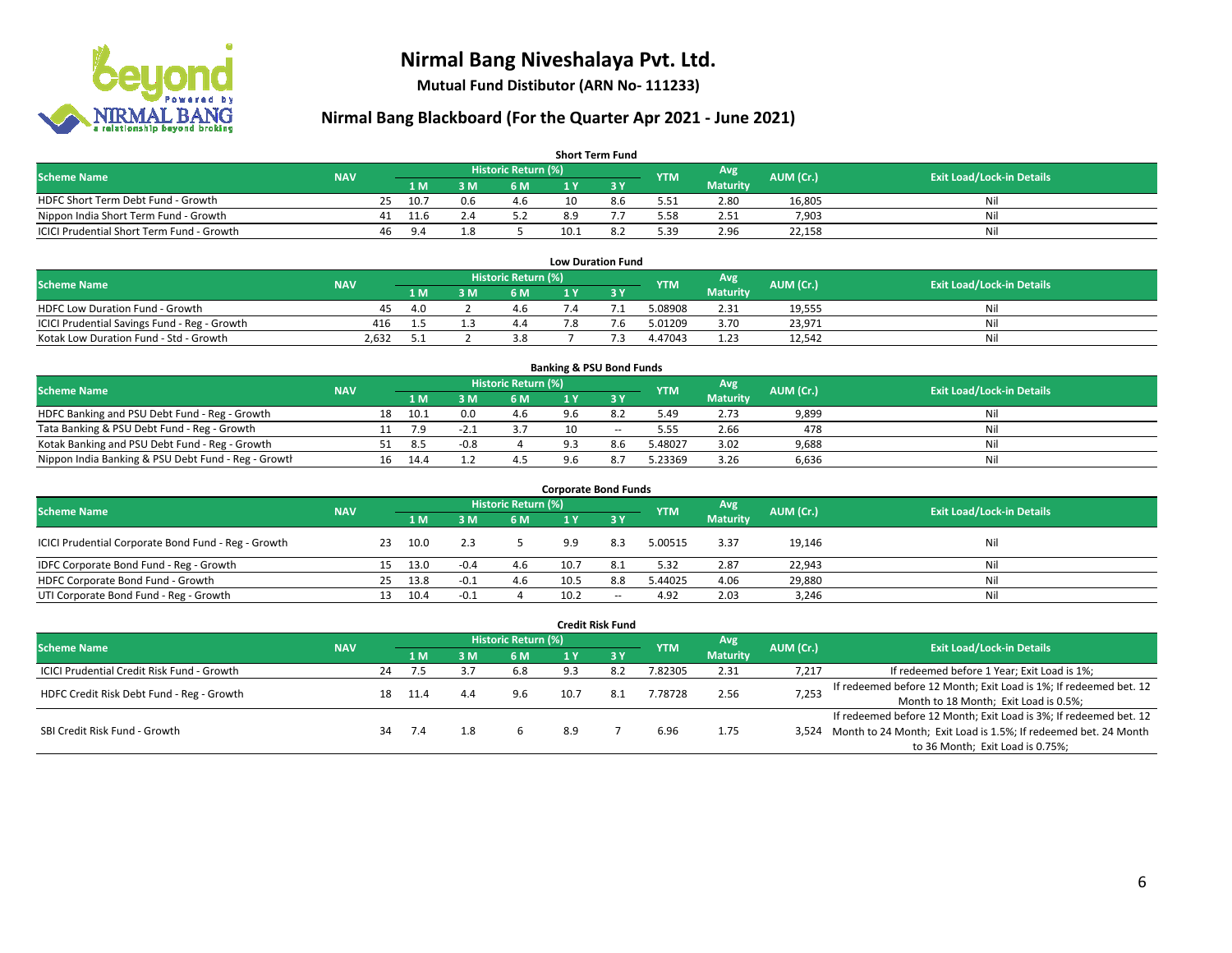# Nirmal Bang Niveshalaya Pvt. Ltd.

**Mutual Fund Distibutor (ARN No- 111233)**

## Nirmal Bang Blackboard (For the Quarter Apr 2021 - June 2021)

### Short Term Fund

| Scheme Name | NAV | Historic Return (%) | | | | | YTM | Avg Maturity | AUM (Cr.) | Exit Load/Lock-in Details |
|---|---|---|---|---|---|---|---|---|---|---|
| | | 1 M | 3 M | 6 M | 1 Y | 3 Y | | | | |
| HDFC Short Term Debt Fund - Growth | 25 | 10.7 | 0.6 | 4.6 | 10 | 8.6 | 5.51 | 2.80 | 16,805 | Nil |
| Nippon India Short Term Fund - Growth | 41 | 11.6 | 2.4 | 5.2 | 8.9 | 7.7 | 5.58 | 2.51 | 7,903 | Nil |
| ICICI Prudential Short Term Fund - Growth | 46 | 9.4 | 1.8 | 5 | 10.1 | 8.2 | 5.39 | 2.96 | 22,158 | Nil |

### Low Duration Fund

| Scheme Name | NAV | Historic Return (%) | | | | | YTM | Avg Maturity | AUM (Cr.) | Exit Load/Lock-in Details |
|---|---|---|---|---|---|---|---|---|---|---|
| | | 1 M | 3 M | 6 M | 1 Y | 3 Y | | | | |
| HDFC Low Duration Fund - Growth | 45 | 4.0 | 2 | 4.6 | 7.4 | 7.1 | 5.08908 | 2.31 | 19,555 | Nil |
| ICICI Prudential Savings Fund - Reg - Growth | 416 | 1.5 | 1.3 | 4.4 | 7.8 | 7.6 | 5.01209 | 3.70 | 23,971 | Nil |
| Kotak Low Duration Fund - Std - Growth | 2,632 | 5.1 | 2 | 3.8 | 7 | 7.3 | 4.47043 | 1.23 | 12,542 | Nil |

### Banking & PSU Bond Funds

| Scheme Name | NAV | Historic Return (%) | | | | | YTM | Avg Maturity | AUM (Cr.) | Exit Load/Lock-in Details |
|---|---|---|---|---|---|---|---|---|---|---|
| | | 1 M | 3 M | 6 M | 1 Y | 3 Y | | | | |
| HDFC Banking and PSU Debt Fund - Reg - Growth | 18 | 10.1 | 0.0 | 4.6 | 9.6 | 8.2 | 5.49 | 2.73 | 9,899 | Nil |
| Tata Banking & PSU Debt Fund - Reg - Growth | 11 | 7.9 | -2.1 | 3.7 | 10 | -- | 5.55 | 2.66 | 478 | Nil |
| Kotak Banking and PSU Debt Fund - Reg - Growth | 51 | 8.5 | -0.8 | 4 | 9.3 | 8.6 | 5.48027 | 3.02 | 9,688 | Nil |
| Nippon India Banking & PSU Debt Fund - Reg - Growth | 16 | 14.4 | 1.2 | 4.5 | 9.6 | 8.7 | 5.23369 | 3.26 | 6,636 | Nil |

### Corporate Bond Funds

| Scheme Name | NAV | Historic Return (%) | | | | | YTM | Avg Maturity | AUM (Cr.) | Exit Load/Lock-in Details |
|---|---|---|---|---|---|---|---|---|---|---|
| | | 1 M | 3 M | 6 M | 1 Y | 3 Y | | | | |
| ICICI Prudential Corporate Bond Fund - Reg - Growth | 23 | 10.0 | 2.3 | 5 | 9.9 | 8.3 | 5.00515 | 3.37 | 19,146 | Nil |
| IDFC Corporate Bond Fund - Reg - Growth | 15 | 13.0 | -0.4 | 4.6 | 10.7 | 8.1 | 5.32 | 2.87 | 22,943 | Nil |
| HDFC Corporate Bond Fund - Growth | 25 | 13.8 | -0.1 | 4.6 | 10.5 | 8.8 | 5.44025 | 4.06 | 29,880 | Nil |
| UTI Corporate Bond Fund - Reg - Growth | 13 | 10.4 | -0.1 | 4 | 10.2 | -- | 4.92 | 2.03 | 3,246 | Nil |

### Credit Risk Fund

| Scheme Name | NAV | Historic Return (%) | | | | | YTM | Avg Maturity | AUM (Cr.) | Exit Load/Lock-in Details |
|---|---|---|---|---|---|---|---|---|---|---|
| | | 1 M | 3 M | 6 M | 1 Y | 3 Y | | | | |
| ICICI Prudential Credit Risk Fund - Growth | 24 | 7.5 | 3.7 | 6.8 | 9.3 | 8.2 | 7.82305 | 2.31 | 7,217 | If redeemed before 1 Year; Exit Load is 1%; |
| HDFC Credit Risk Debt Fund - Reg - Growth | 18 | 11.4 | 4.4 | 9.6 | 10.7 | 8.1 | 7.78728 | 2.56 | 7,253 | If redeemed before 12 Month; Exit Load is 1%; If redeemed bet. 12 Month to 18 Month; Exit Load is 0.5%; |
| SBI Credit Risk Fund - Growth | 34 | 7.4 | 1.8 | 6 | 8.9 | 7 | 6.96 | 1.75 | 3,524 | If redeemed before 12 Month; Exit Load is 3%; If redeemed bet. 12 Month to 24 Month; Exit Load is 1.5%; If redeemed bet. 24 Month to 36 Month; Exit Load is 0.75%; |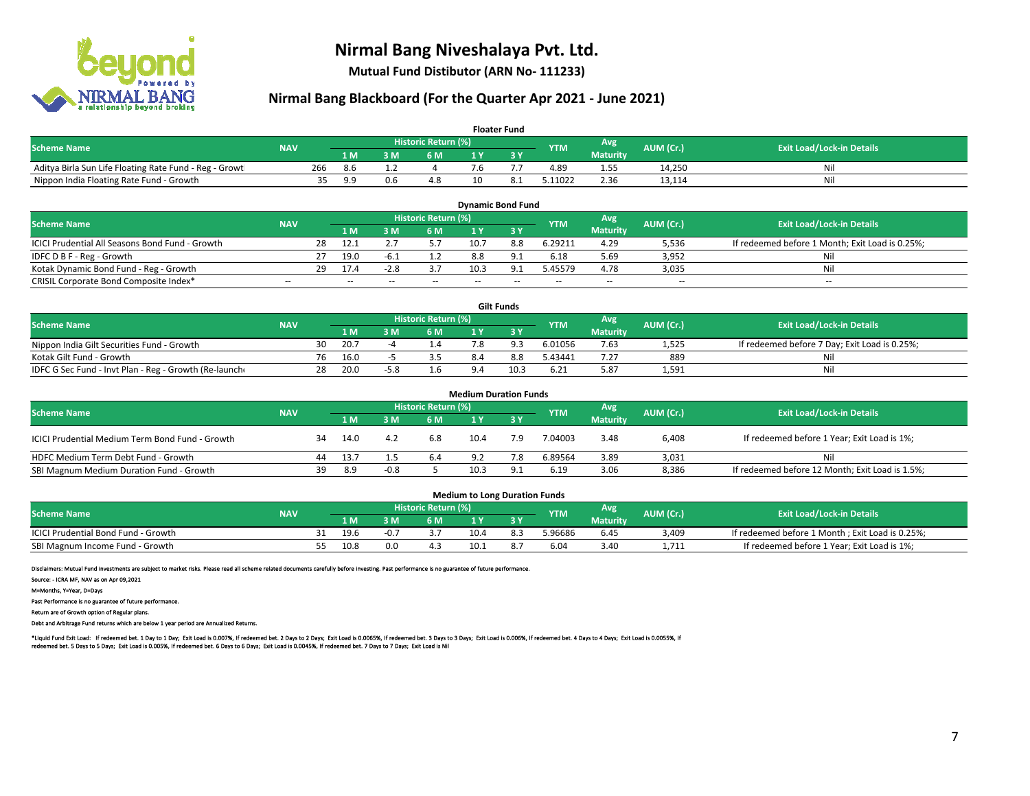# Nirmal Bang Niveshalaya Pvt. Ltd.

**Mutual Fund Distibutor (ARN No- 111233)**

## Nirmal Bang Blackboard (For the Quarter Apr 2021 - June 2021)

### Floater Fund

| Scheme Name | NAV | Historic Return (%) | | | | | YTM | Avg Maturity | AUM (Cr.) | Exit Load/Lock-in Details |
|---|---|---|---|---|---|---|---|---|---|---|
| | | 1 M | 3 M | 6 M | 1 Y | 3 Y | | | | |
| Aditya Birla Sun Life Floating Rate Fund - Reg - Growt | 266 | 8.6 | 1.2 | 4 | 7.6 | 7.7 | 4.89 | 1.55 | 14,250 | Nil |
| Nippon India Floating Rate Fund - Growth | 35 | 9.9 | 0.6 | 4.8 | 10 | 8.1 | 5.11022 | 2.36 | 13,114 | Nil |

### Dynamic Bond Fund

| Scheme Name | NAV | Historic Return (%) | | | | | YTM | Avg Maturity | AUM (Cr.) | Exit Load/Lock-in Details |
|---|---|---|---|---|---|---|---|---|---|---|
| | | 1 M | 3 M | 6 M | 1 Y | 3 Y | | | | |
| ICICI Prudential All Seasons Bond Fund - Growth | 28 | 12.1 | 2.7 | 5.7 | 10.7 | 8.8 | 6.29211 | 4.29 | 5,536 | If redeemed before 1 Month; Exit Load is 0.25%; |
| IDFC D B F - Reg - Growth | 27 | 19.0 | -6.1 | 1.2 | 8.8 | 9.1 | 6.18 | 5.69 | 3,952 | Nil |
| Kotak Dynamic Bond Fund - Reg - Growth | 29 | 17.4 | -2.8 | 3.7 | 10.3 | 9.1 | 5.45579 | 4.78 | 3,035 | Nil |
| CRISIL Corporate Bond Composite Index* | -- | -- | -- | -- | -- | -- | -- | -- | -- | -- |

### Gilt Funds

| Scheme Name | NAV | Historic Return (%) | | | | | YTM | Avg Maturity | AUM (Cr.) | Exit Load/Lock-in Details |
|---|---|---|---|---|---|---|---|---|---|---|
| | | 1 M | 3 M | 6 M | 1 Y | 3 Y | | | | |
| Nippon India Gilt Securities Fund - Growth | 30 | 20.7 | -4 | 1.4 | 7.8 | 9.3 | 6.01056 | 7.63 | 1,525 | If redeemed before 7 Day; Exit Load is 0.25%; |
| Kotak Gilt Fund - Growth | 76 | 16.0 | -5 | 3.5 | 8.4 | 8.8 | 5.43441 | 7.27 | 889 | Nil |
| IDFC G Sec Fund - Invt Plan - Reg - Growth (Re-launch | 28 | 20.0 | -5.8 | 1.6 | 9.4 | 10.3 | 6.21 | 5.87 | 1,591 | Nil |

### Medium Duration Funds

| Scheme Name | NAV | Historic Return (%) | | | | | YTM | Avg Maturity | AUM (Cr.) | Exit Load/Lock-in Details |
|---|---|---|---|---|---|---|---|---|---|---|
| | | 1 M | 3 M | 6 M | 1 Y | 3 Y | | | | |
| ICICI Prudential Medium Term Bond Fund - Growth | 34 | 14.0 | 4.2 | 6.8 | 10.4 | 7.9 | 7.04003 | 3.48 | 6,408 | If redeemed before 1 Year; Exit Load is 1%; |
| HDFC Medium Term Debt Fund - Growth | 44 | 13.7 | 1.5 | 6.4 | 9.2 | 7.8 | 6.89564 | 3.89 | 3,031 | Nil |
| SBI Magnum Medium Duration Fund - Growth | 39 | 8.9 | -0.8 | 5 | 10.3 | 9.1 | 6.19 | 3.06 | 8,386 | If redeemed before 12 Month; Exit Load is 1.5%; |

### Medium to Long Duration Funds

| Scheme Name | NAV | Historic Return (%) | | | | | YTM | Avg Maturity | AUM (Cr.) | Exit Load/Lock-in Details |
|---|---|---|---|---|---|---|---|---|---|---|
| | | 1 M | 3 M | 6 M | 1 Y | 3 Y | | | | |
| ICICI Prudential Bond Fund - Growth | 31 | 19.6 | -0.7 | 3.7 | 10.4 | 8.3 | 5.96686 | 6.45 | 3,409 | If redeemed before 1 Month ; Exit Load is 0.25%; |
| SBI Magnum Income Fund - Growth | 55 | 10.8 | 0.0 | 4.3 | 10.1 | 8.7 | 6.04 | 3.40 | 1,711 | If redeemed before 1 Year; Exit Load is 1%; |

Disclaimers: Mutual Fund investments are subject to market risks. Please read all scheme related documents carefully before investing. Past performance is no guarantee of future performance.

Source: - ICRA MF, NAV as on Apr 09,2021

M=Months, Y=Year, D=Days

Past Performance is no guarantee of future performance.

Return are of Growth option of Regular plans.

Debt and Arbitrage Fund returns which are below 1 year period are Annualized Returns.

*Liquid Fund Exit Load: If redeemed bet. 1 Day to 1 Day; Exit Load is 0.007%, If redeemed bet. 2 Days to 2 Days; Exit Load is 0.0065%, If redeemed bet. 3 Days to 3 Days; Exit Load is 0.006%, If redeemed bet. 4 Days to 4 Days; Exit Load is 0.0055%, If redeemed bet. 5 Days to 5 Days; Exit Load is 0.005%, If redeemed bet. 6 Days to 6 Days; Exit Load is 0.0045%, If redeemed bet. 7 Days to 7 Days; Exit Load is Nil